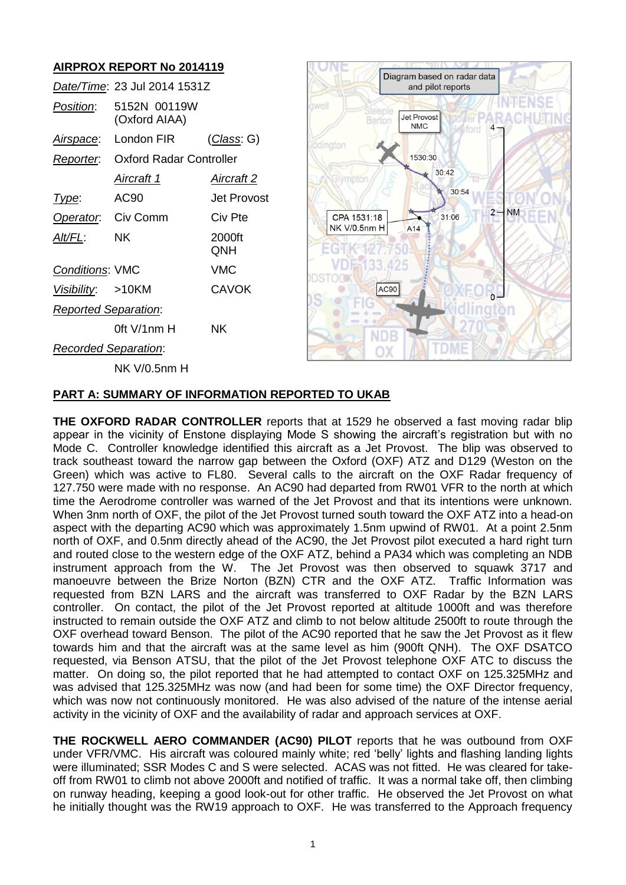## AIRPROX REPORT No 2014119

| | | |
|---|---|---|
| *Date/Time*: | 23 Jul 2014 1531Z | |
| *Position*: | 5152N 00119W (Oxford AIAA) | |
| *Airspace*: | London FIR | (*Class*: G) |
| *Reporter*: | Oxford Radar Controller | |
| | *Aircraft 1* | *Aircraft 2* |
| *Type*: | AC90 | Jet Provost |
| *Operator*: | Civ Comm | Civ Pte |
| *Alt/FL*: | NK | 2000ft QNH |
| *Conditions*: | VMC | VMC |
| *Visibility*: | >10KM | CAVOK |
| *Reported Separation*: | | |
| | 0ft V/1nm H | NK |
| *Recorded Separation*: | | |
| | NK V/0.5nm H | |

## PART A: SUMMARY OF INFORMATION REPORTED TO UKAB

**THE OXFORD RADAR CONTROLLER** reports that at 1529 he observed a fast moving radar blip appear in the vicinity of Enstone displaying Mode S showing the aircraft's registration but with no Mode C. Controller knowledge identified this aircraft as a Jet Provost. The blip was observed to track southeast toward the narrow gap between the Oxford (OXF) ATZ and D129 (Weston on the Green) which was active to FL80. Several calls to the aircraft on the OXF Radar frequency of 127.750 were made with no response. An AC90 had departed from RW01 VFR to the north at which time the Aerodrome controller was warned of the Jet Provost and that its intentions were unknown. When 3nm north of OXF, the pilot of the Jet Provost turned south toward the OXF ATZ into a head-on aspect with the departing AC90 which was approximately 1.5nm upwind of RW01. At a point 2.5nm north of OXF, and 0.5nm directly ahead of the AC90, the Jet Provost pilot executed a hard right turn and routed close to the western edge of the OXF ATZ, behind a PA34 which was completing an NDB instrument approach from the W. The Jet Provost was then observed to squawk 3717 and manoeuvre between the Brize Norton (BZN) CTR and the OXF ATZ. Traffic Information was requested from BZN LARS and the aircraft was transferred to OXF Radar by the BZN LARS controller. On contact, the pilot of the Jet Provost reported at altitude 1000ft and was therefore instructed to remain outside the OXF ATZ and climb to not below altitude 2500ft to route through the OXF overhead toward Benson. The pilot of the AC90 reported that he saw the Jet Provost as it flew towards him and that the aircraft was at the same level as him (900ft QNH). The OXF DSATCO requested, via Benson ATSU, that the pilot of the Jet Provost telephone OXF ATC to discuss the matter. On doing so, the pilot reported that he had attempted to contact OXF on 125.325MHz and was advised that 125.325MHz was now (and had been for some time) the OXF Director frequency, which was now not continuously monitored. He was also advised of the nature of the intense aerial activity in the vicinity of OXF and the availability of radar and approach services at OXF.

**THE ROCKWELL AERO COMMANDER (AC90) PILOT** reports that he was outbound from OXF under VFR/VMC. His aircraft was coloured mainly white; red 'belly' lights and flashing landing lights were illuminated; SSR Modes C and S were selected. ACAS was not fitted. He was cleared for take-off from RW01 to climb not above 2000ft and notified of traffic. It was a normal take off, then climbing on runway heading, keeping a good look-out for other traffic. He observed the Jet Provost on what he initially thought was the RW19 approach to OXF. He was transferred to the Approach frequency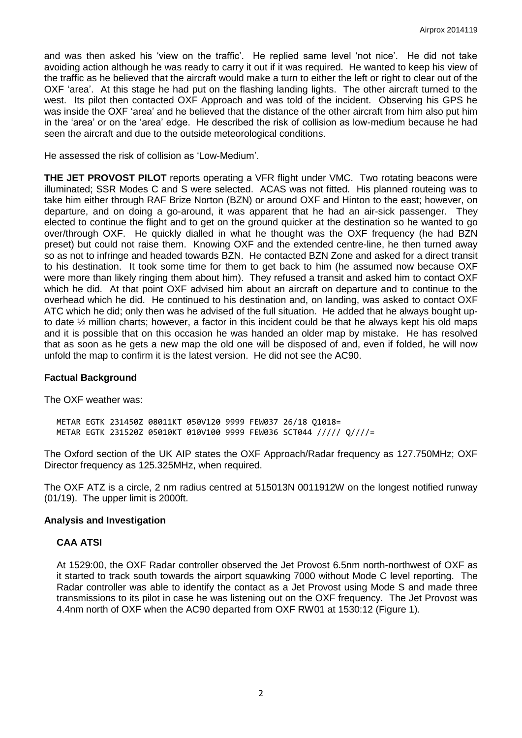and was then asked his 'view on the traffic'. He replied same level 'not nice'. He did not take avoiding action although he was ready to carry it out if it was required. He wanted to keep his view of the traffic as he believed that the aircraft would make a turn to either the left or right to clear out of the OXF 'area'. At this stage he had put on the flashing landing lights. The other aircraft turned to the west. Its pilot then contacted OXF Approach and was told of the incident. Observing his GPS he was inside the OXF 'area' and he believed that the distance of the other aircraft from him also put him in the 'area' or on the 'area' edge. He described the risk of collision as low-medium because he had seen the aircraft and due to the outside meteorological conditions.

He assessed the risk of collision as 'Low-Medium'.

**THE JET PROVOST PILOT** reports operating a VFR flight under VMC. Two rotating beacons were illuminated; SSR Modes C and S were selected. ACAS was not fitted. His planned routeing was to take him either through RAF Brize Norton (BZN) or around OXF and Hinton to the east; however, on departure, and on doing a go-around, it was apparent that he had an air-sick passenger. They elected to continue the flight and to get on the ground quicker at the destination so he wanted to go over/through OXF. He quickly dialled in what he thought was the OXF frequency (he had BZN preset) but could not raise them. Knowing OXF and the extended centre-line, he then turned away so as not to infringe and headed towards BZN. He contacted BZN Zone and asked for a direct transit to his destination. It took some time for them to get back to him (he assumed now because OXF were more than likely ringing them about him). They refused a transit and asked him to contact OXF which he did. At that point OXF advised him about an aircraft on departure and to continue to the overhead which he did. He continued to his destination and, on landing, was asked to contact OXF ATC which he did; only then was he advised of the full situation. He added that he always bought up-to date ½ million charts; however, a factor in this incident could be that he always kept his old maps and it is possible that on this occasion he was handed an older map by mistake. He has resolved that as soon as he gets a new map the old one will be disposed of and, even if folded, he will now unfold the map to confirm it is the latest version. He did not see the AC90.

## Factual Background

The OXF weather was:

```
METAR EGTK 231450Z 08011KT 050V120 9999 FEW037 26/18 Q1018=
METAR EGTK 231520Z 05010KT 010V100 9999 FEW036 SCT044 ///// Q////=
```

The Oxford section of the UK AIP states the OXF Approach/Radar frequency as 127.750MHz; OXF Director frequency as 125.325MHz, when required.

The OXF ATZ is a circle, 2 nm radius centred at 515013N 0011912W on the longest notified runway (01/19). The upper limit is 2000ft.

## Analysis and Investigation

### CAA ATSI

At 1529:00, the OXF Radar controller observed the Jet Provost 6.5nm north-northwest of OXF as it started to track south towards the airport squawking 7000 without Mode C level reporting. The Radar controller was able to identify the contact as a Jet Provost using Mode S and made three transmissions to its pilot in case he was listening out on the OXF frequency. The Jet Provost was 4.4nm north of OXF when the AC90 departed from OXF RW01 at 1530:12 (Figure 1).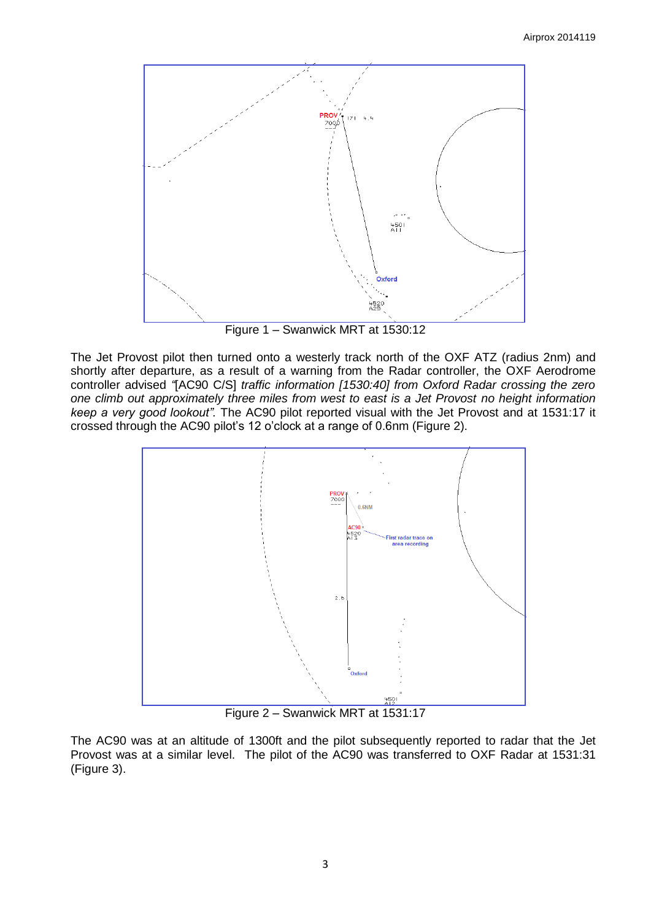Figure 1 – Swanwick MRT at 1530:12

The Jet Provost pilot then turned onto a westerly track north of the OXF ATZ (radius 2nm) and shortly after departure, as a result of a warning from the Radar controller, the OXF Aerodrome controller advised *"*[AC90 C/S] *traffic information [1530:40] from Oxford Radar crossing the zero one climb out approximately three miles from west to east is a Jet Provost no height information keep a very good lookout".* The AC90 pilot reported visual with the Jet Provost and at 1531:17 it crossed through the AC90 pilot's 12 o'clock at a range of 0.6nm (Figure 2).

Figure 2 – Swanwick MRT at 1531:17

The AC90 was at an altitude of 1300ft and the pilot subsequently reported to radar that the Jet Provost was at a similar level. The pilot of the AC90 was transferred to OXF Radar at 1531:31 (Figure 3).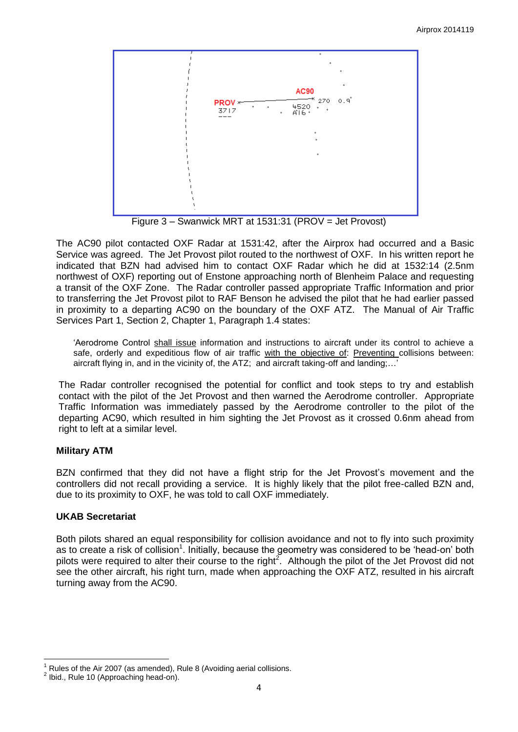Figure 3 – Swanwick MRT at 1531:31 (PROV = Jet Provost)

The AC90 pilot contacted OXF Radar at 1531:42, after the Airprox had occurred and a Basic Service was agreed. The Jet Provost pilot routed to the northwest of OXF. In his written report he indicated that BZN had advised him to contact OXF Radar which he did at 1532:14 (2.5nm northwest of OXF) reporting out of Enstone approaching north of Blenheim Palace and requesting a transit of the OXF Zone. The Radar controller passed appropriate Traffic Information and prior to transferring the Jet Provost pilot to RAF Benson he advised the pilot that he had earlier passed in proximity to a departing AC90 on the boundary of the OXF ATZ. The Manual of Air Traffic Services Part 1, Section 2, Chapter 1, Paragraph 1.4 states:

> 'Aerodrome Control shall issue information and instructions to aircraft under its control to achieve a safe, orderly and expeditious flow of air traffic with the objective of: Preventing collisions between: aircraft flying in, and in the vicinity of, the ATZ; and aircraft taking-off and landing;…'

The Radar controller recognised the potential for conflict and took steps to try and establish contact with the pilot of the Jet Provost and then warned the Aerodrome controller. Appropriate Traffic Information was immediately passed by the Aerodrome controller to the pilot of the departing AC90, which resulted in him sighting the Jet Provost as it crossed 0.6nm ahead from right to left at a similar level.

### Military ATM

BZN confirmed that they did not have a flight strip for the Jet Provost's movement and the controllers did not recall providing a service. It is highly likely that the pilot free-called BZN and, due to its proximity to OXF, he was told to call OXF immediately.

### UKAB Secretariat

Both pilots shared an equal responsibility for collision avoidance and not to fly into such proximity as to create a risk of collision[1]. Initially, because the geometry was considered to be 'head-on' both pilots were required to alter their course to the right[2]. Although the pilot of the Jet Provost did not see the other aircraft, his right turn, made when approaching the OXF ATZ, resulted in his aircraft turning away from the AC90.

---

[1] Rules of the Air 2007 (as amended), Rule 8 (Avoiding aerial collisions.

[2] Ibid., Rule 10 (Approaching head-on).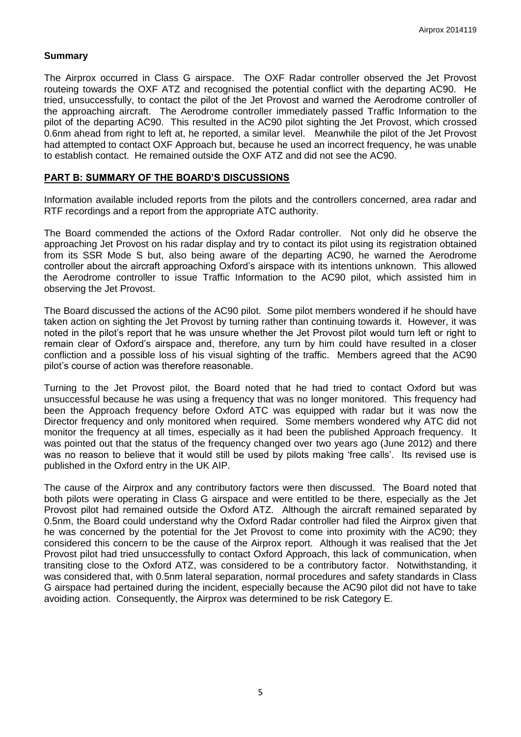**Summary**

The Airprox occurred in Class G airspace. The OXF Radar controller observed the Jet Provost routeing towards the OXF ATZ and recognised the potential conflict with the departing AC90. He tried, unsuccessfully, to contact the pilot of the Jet Provost and warned the Aerodrome controller of the approaching aircraft. The Aerodrome controller immediately passed Traffic Information to the pilot of the departing AC90. This resulted in the AC90 pilot sighting the Jet Provost, which crossed 0.6nm ahead from right to left at, he reported, a similar level. Meanwhile the pilot of the Jet Provost had attempted to contact OXF Approach but, because he used an incorrect frequency, he was unable to establish contact. He remained outside the OXF ATZ and did not see the AC90.

## PART B: SUMMARY OF THE BOARD'S DISCUSSIONS

Information available included reports from the pilots and the controllers concerned, area radar and RTF recordings and a report from the appropriate ATC authority.

The Board commended the actions of the Oxford Radar controller. Not only did he observe the approaching Jet Provost on his radar display and try to contact its pilot using its registration obtained from its SSR Mode S but, also being aware of the departing AC90, he warned the Aerodrome controller about the aircraft approaching Oxford's airspace with its intentions unknown. This allowed the Aerodrome controller to issue Traffic Information to the AC90 pilot, which assisted him in observing the Jet Provost.

The Board discussed the actions of the AC90 pilot. Some pilot members wondered if he should have taken action on sighting the Jet Provost by turning rather than continuing towards it. However, it was noted in the pilot's report that he was unsure whether the Jet Provost pilot would turn left or right to remain clear of Oxford's airspace and, therefore, any turn by him could have resulted in a closer confliction and a possible loss of his visual sighting of the traffic. Members agreed that the AC90 pilot's course of action was therefore reasonable.

Turning to the Jet Provost pilot, the Board noted that he had tried to contact Oxford but was unsuccessful because he was using a frequency that was no longer monitored. This frequency had been the Approach frequency before Oxford ATC was equipped with radar but it was now the Director frequency and only monitored when required. Some members wondered why ATC did not monitor the frequency at all times, especially as it had been the published Approach frequency. It was pointed out that the status of the frequency changed over two years ago (June 2012) and there was no reason to believe that it would still be used by pilots making 'free calls'. Its revised use is published in the Oxford entry in the UK AIP.

The cause of the Airprox and any contributory factors were then discussed. The Board noted that both pilots were operating in Class G airspace and were entitled to be there, especially as the Jet Provost pilot had remained outside the Oxford ATZ. Although the aircraft remained separated by 0.5nm, the Board could understand why the Oxford Radar controller had filed the Airprox given that he was concerned by the potential for the Jet Provost to come into proximity with the AC90; they considered this concern to be the cause of the Airprox report. Although it was realised that the Jet Provost pilot had tried unsuccessfully to contact Oxford Approach, this lack of communication, when transiting close to the Oxford ATZ, was considered to be a contributory factor. Notwithstanding, it was considered that, with 0.5nm lateral separation, normal procedures and safety standards in Class G airspace had pertained during the incident, especially because the AC90 pilot did not have to take avoiding action. Consequently, the Airprox was determined to be risk Category E.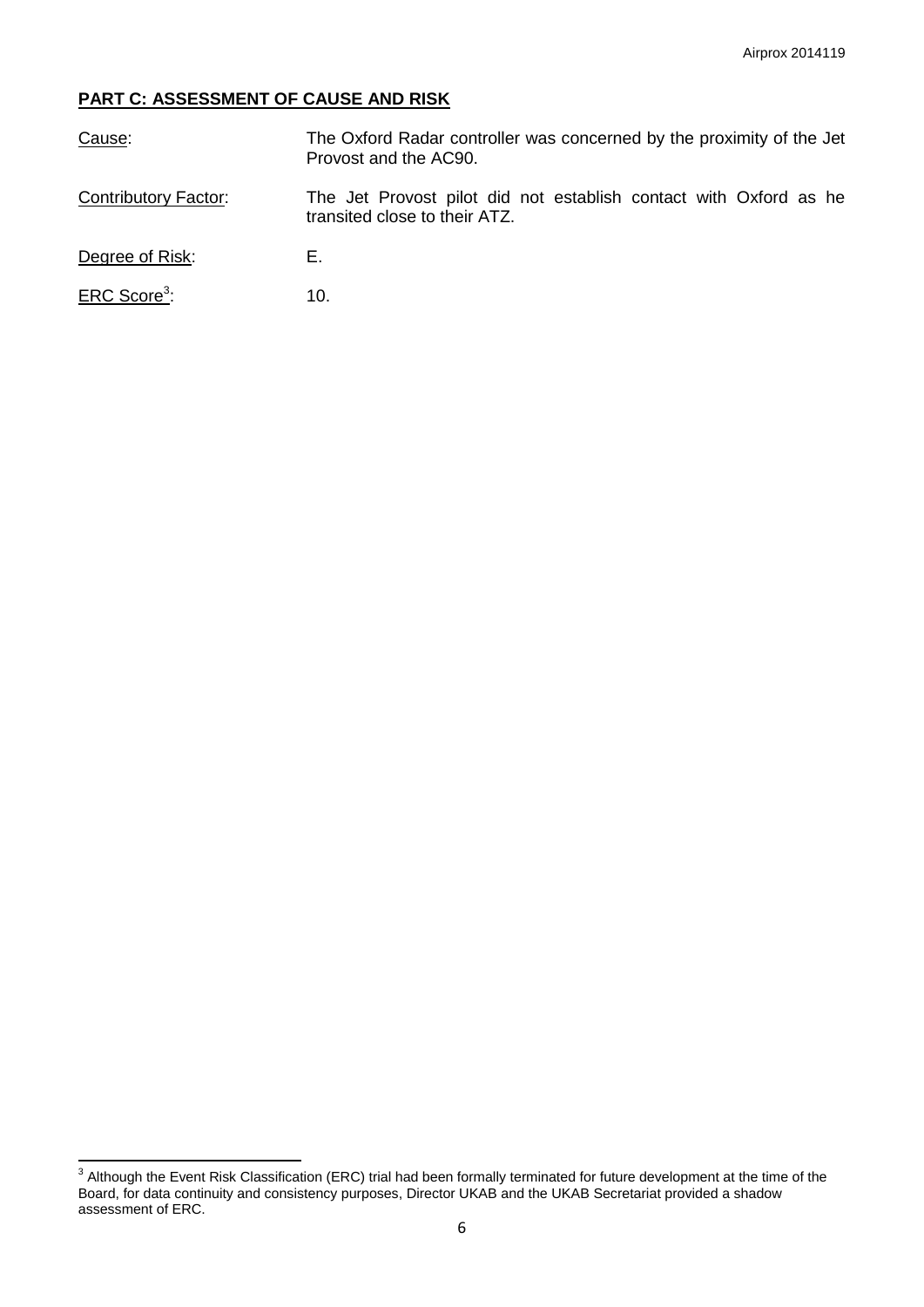**PART C: ASSESSMENT OF CAUSE AND RISK**

Cause: The Oxford Radar controller was concerned by the proximity of the Jet Provost and the AC90.

Contributory Factor: The Jet Provost pilot did not establish contact with Oxford as he transited close to their ATZ.

Degree of Risk: E.

ERC Score[3]: 10.

[3] Although the Event Risk Classification (ERC) trial had been formally terminated for future development at the time of the Board, for data continuity and consistency purposes, Director UKAB and the UKAB Secretariat provided a shadow assessment of ERC.